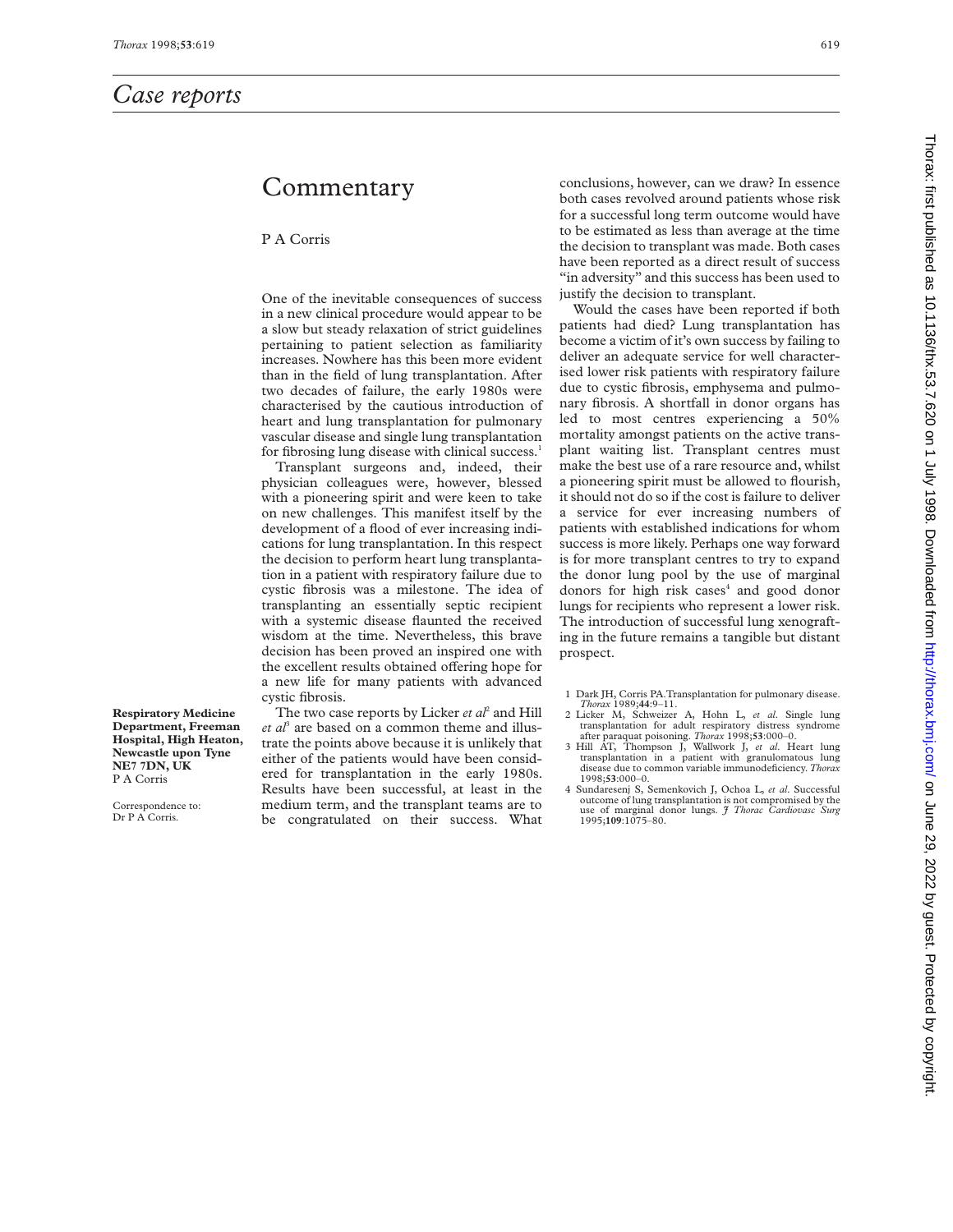# Case reports

## Commentary

P A Corris

One of the inevitable consequences of success in a new clinical procedure would appear to be a slow but steady relaxation of strict guidelines pertaining to patient selection as familiarity increases. Nowhere has this been more evident than in the field of lung transplantation. After two decades of failure, the early 1980s were characterised by the cautious introduction of heart and lung transplantation for pulmonary vascular disease and single lung transplantation for fibrosing lung disease with clinical success.[1]

Transplant surgeons and, indeed, their physician colleagues were, however, blessed with a pioneering spirit and were keen to take on new challenges. This manifest itself by the development of a flood of ever increasing indications for lung transplantation. In this respect the decision to perform heart lung transplantation in a patient with respiratory failure due to cystic fibrosis was a milestone. The idea of transplanting an essentially septic recipient with a systemic disease flaunted the received wisdom at the time. Nevertheless, this brave decision has been proved an inspired one with the excellent results obtained offering hope for a new life for many patients with advanced cystic fibrosis.

The two case reports by Licker *et al*[2] and Hill *et al*[3] are based on a common theme and illustrate the points above because it is unlikely that either of the patients would have been considered for transplantation in the early 1980s. Results have been successful, at least in the medium term, and the transplant teams are to be congratulated on their success. What conclusions, however, can we draw? In essence both cases revolved around patients whose risk for a successful long term outcome would have to be estimated as less than average at the time the decision to transplant was made. Both cases have been reported as a direct result of success "in adversity" and this success has been used to justify the decision to transplant.

Would the cases have been reported if both patients had died? Lung transplantation has become a victim of it's own success by failing to deliver an adequate service for well characterised lower risk patients with respiratory failure due to cystic fibrosis, emphysema and pulmonary fibrosis. A shortfall in donor organs has led to most centres experiencing a 50% mortality amongst patients on the active transplant waiting list. Transplant centres must make the best use of a rare resource and, whilst a pioneering spirit must be allowed to flourish, it should not do so if the cost is failure to deliver a service for ever increasing numbers of patients with established indications for whom success is more likely. Perhaps one way forward is for more transplant centres to try to expand the donor lung pool by the use of marginal donors for high risk cases[4] and good donor lungs for recipients who represent a lower risk. The introduction of successful lung xenografting in the future remains a tangible but distant prospect.

**Respiratory Medicine Department, Freeman Hospital, High Heaton, Newcastle upon Tyne NE7 7DN, UK**
P A Corris

Correspondence to: Dr P A Corris.

1 Dark JH, Corris PA.Transplantation for pulmonary disease. *Thorax* 1989;**44**:9–11.
2 Licker M, Schweizer A, Hohn L, *et al.* Single lung transplantation for adult respiratory distress syndrome after paraquat poisoning. *Thorax* 1998;**53**:000–0.
3 Hill AT, Thompson J, Wallwork J, *et al.* Heart lung transplantation in a patient with granulomatous lung disease due to common variable immunodeficiency. *Thorax* 1998;**53**:000–0.
4 Sundaresenj S, Semenkovich J, Ochoa L, *et al.* Successful outcome of lung transplantation is not compromised by the use of marginal donor lungs. *J Thorac Cardiovasc Surg* 1995;**109**:1075–80.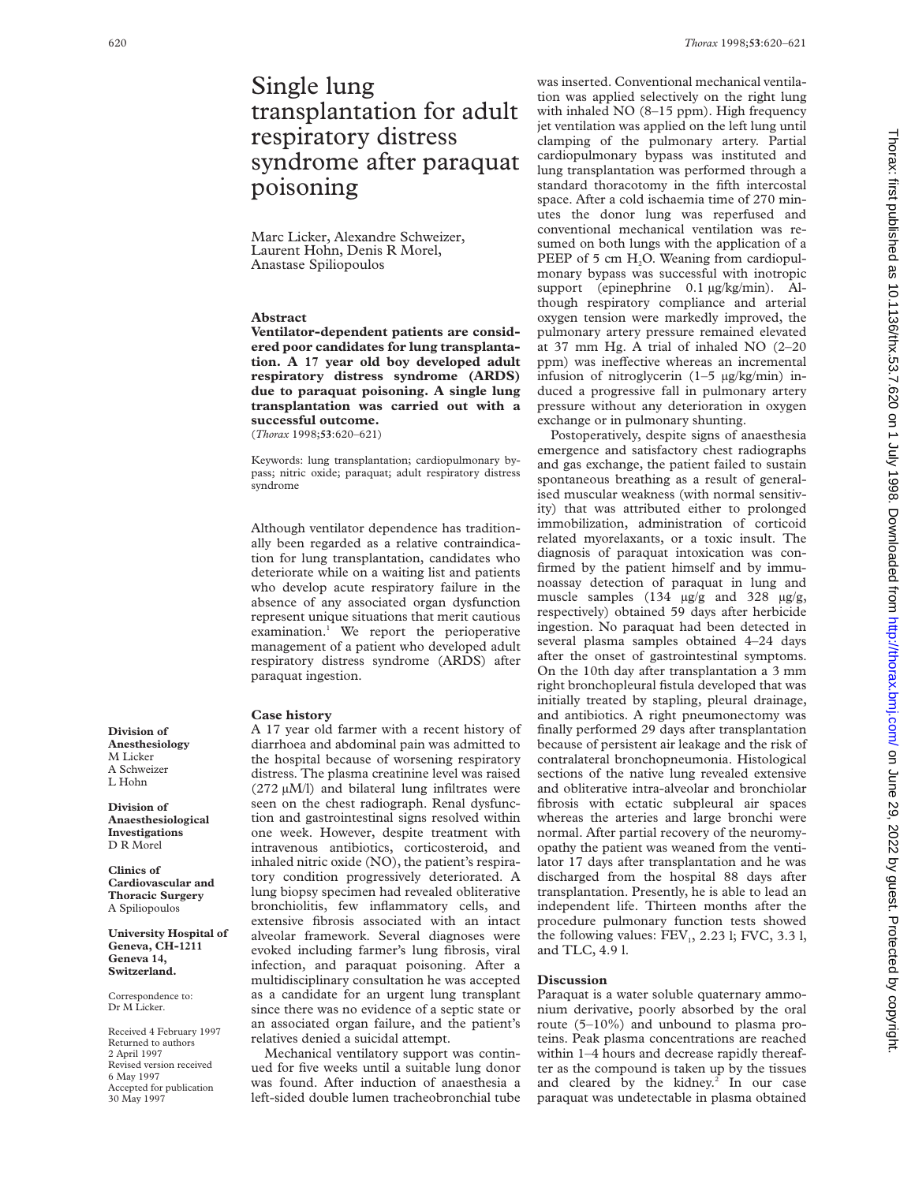# Single lung transplantation for adult respiratory distress syndrome after paraquat poisoning

Marc Licker, Alexandre Schweizer, Laurent Hohn, Denis R Morel, Anastase Spiliopoulos

## Abstract

**Ventilator-dependent patients are considered poor candidates for lung transplantation. A 17 year old boy developed adult respiratory distress syndrome (ARDS) due to paraquat poisoning. A single lung transplantation was carried out with a successful outcome.**

(*Thorax* 1998;**53**:620–621)

Keywords: lung transplantation; cardiopulmonary bypass; nitric oxide; paraquat; adult respiratory distress syndrome

Although ventilator dependence has traditionally been regarded as a relative contraindication for lung transplantation, candidates who deteriorate while on a waiting list and patients who develop acute respiratory failure in the absence of any associated organ dysfunction represent unique situations that merit cautious examination.[1] We report the perioperative management of a patient who developed adult respiratory distress syndrome (ARDS) after paraquat ingestion.

## Case history

A 17 year old farmer with a recent history of diarrhoea and abdominal pain was admitted to the hospital because of worsening respiratory distress. The plasma creatinine level was raised (272 μM/l) and bilateral lung infiltrates were seen on the chest radiograph. Renal dysfunction and gastrointestinal signs resolved within one week. However, despite treatment with intravenous antibiotics, corticosteroid, and inhaled nitric oxide (NO), the patient's respiratory condition progressively deteriorated. A lung biopsy specimen had revealed obliterative bronchiolitis, few inflammatory cells, and extensive fibrosis associated with an intact alveolar framework. Several diagnoses were evoked including farmer's lung fibrosis, viral infection, and paraquat poisoning. After a multidisciplinary consultation he was accepted as a candidate for an urgent lung transplant since there was no evidence of a septic state or an associated organ failure, and the patient's relatives denied a suicidal attempt.

Mechanical ventilatory support was continued for five weeks until a suitable lung donor was found. After induction of anaesthesia a left-sided double lumen tracheobronchial tube was inserted. Conventional mechanical ventilation was applied selectively on the right lung with inhaled NO (8–15 ppm). High frequency jet ventilation was applied on the left lung until clamping of the pulmonary artery. Partial cardiopulmonary bypass was instituted and lung transplantation was performed through a standard thoracotomy in the fifth intercostal space. After a cold ischaemia time of 270 minutes the donor lung was reperfused and conventional mechanical ventilation was resumed on both lungs with the application of a PEEP of 5 cm $H_2O$. Weaning from cardiopulmonary bypass was successful with inotropic support (epinephrine 0.1 μg/kg/min). Although respiratory compliance and arterial oxygen tension were markedly improved, the pulmonary artery pressure remained elevated at 37 mm Hg. A trial of inhaled NO (2–20 ppm) was ineffective whereas an incremental infusion of nitroglycerin (1–5 μg/kg/min) induced a progressive fall in pulmonary artery pressure without any deterioration in oxygen exchange or in pulmonary shunting.

Postoperatively, despite signs of anaesthesia emergence and satisfactory chest radiographs and gas exchange, the patient failed to sustain spontaneous breathing as a result of generalised muscular weakness (with normal sensitivity) that was attributed either to prolonged immobilization, administration of corticoid related myorelaxants, or a toxic insult. The diagnosis of paraquat intoxication was confirmed by the patient himself and by immunoassay detection of paraquat in lung and muscle samples (134 μg/g and 328 μg/g, respectively) obtained 59 days after herbicide ingestion. No paraquat had been detected in several plasma samples obtained 4–24 days after the onset of gastrointestinal symptoms. On the 10th day after transplantation a 3 mm right bronchopleural fistula developed that was initially treated by stapling, pleural drainage, and antibiotics. A right pneumonectomy was finally performed 29 days after transplantation because of persistent air leakage and the risk of contralateral bronchopneumonia. Histological sections of the native lung revealed extensive and obliterative intra-alveolar and bronchiolar fibrosis with ectatic subpleural air spaces whereas the arteries and large bronchi were normal. After partial recovery of the neuromyopathy the patient was weaned from the ventilator 17 days after transplantation and he was discharged from the hospital 88 days after transplantation. Presently, he is able to lead an independent life. Thirteen months after the procedure pulmonary function tests showed the following values: $FEV_1$, 2.23 l; FVC, 3.3 l, and TLC, 4.9 l.

## Discussion

Paraquat is a water soluble quaternary ammonium derivative, poorly absorbed by the oral route (5–10%) and unbound to plasma proteins. Peak plasma concentrations are reached within 1–4 hours and decrease rapidly thereafter as the compound is taken up by the tissues and cleared by the kidney.[2] In our case paraquat was undetectable in plasma obtained

**Division of Anesthesiology**
M Licker
A Schweizer
L Hohn

**Division of Anaesthesiological Investigations**
D R Morel

**Clinics of Cardiovascular and Thoracic Surgery**
A Spiliopoulos

**University Hospital of Geneva, CH-1211 Geneva 14, Switzerland.**

Correspondence to: Dr M Licker.

Received 4 February 1997
Returned to authors 2 April 1997
Revised version received 6 May 1997
Accepted for publication 30 May 1997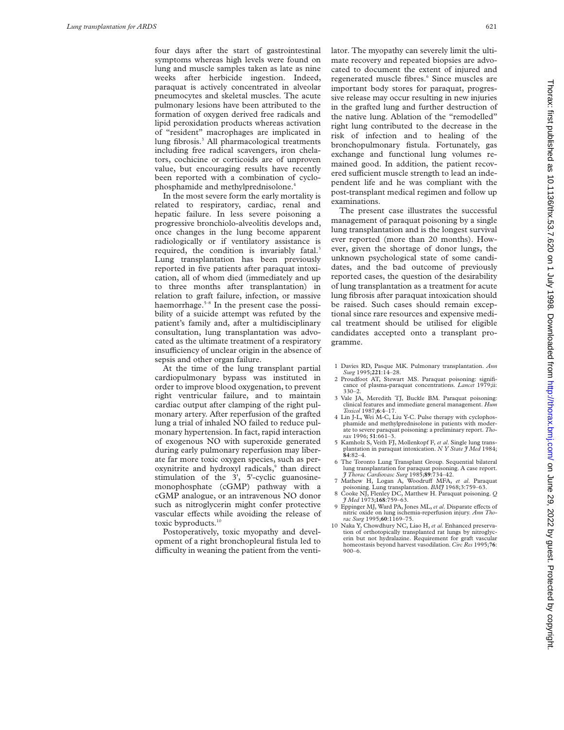four days after the start of gastrointestinal symptoms whereas high levels were found on lung and muscle samples taken as late as nine weeks after herbicide ingestion. Indeed, paraquat is actively concentrated in alveolar pneumocytes and skeletal muscles. The acute pulmonary lesions have been attributed to the formation of oxygen derived free radicals and lipid peroxidation products whereas activation of "resident" macrophages are implicated in lung fibrosis.[3] All pharmacological treatments including free radical scavengers, iron chelators, cochicine or corticoids are of unproven value, but encouraging results have recently been reported with a combination of cyclophosphamide and methylprednisolone.[4]

In the most severe form the early mortality is related to respiratory, cardiac, renal and hepatic failure. In less severe poisoning a progressive bronchiolo-alveolitis develops and, once changes in the lung become apparent radiologically or if ventilatory assistance is required, the condition is invariably fatal.[3] Lung transplantation has been previously reported in five patients after paraquat intoxication, all of whom died (immediately and up to three months after transplantation) in relation to graft failure, infection, or massive haemorrhage.[5–8] In the present case the possibility of a suicide attempt was refuted by the patient's family and, after a multidisciplinary consultation, lung transplantation was advocated as the ultimate treatment of a respiratory insufficiency of unclear origin in the absence of sepsis and other organ failure.

At the time of the lung transplant partial cardiopulmonary bypass was instituted in order to improve blood oxygenation, to prevent right ventricular failure, and to maintain cardiac output after clamping of the right pulmonary artery. After reperfusion of the grafted lung a trial of inhaled NO failed to reduce pulmonary hypertension. In fact, rapid interaction of exogenous NO with superoxide generated during early pulmonary reperfusion may liberate far more toxic oxygen species, such as peroxynitrite and hydroxyl radicals,[9] than direct stimulation of the 3', 5'-cyclic guanosinemonophosphate (cGMP) pathway with a cGMP analogue, or an intravenous NO donor such as nitroglycerin might confer protective vascular effects while avoiding the release of toxic byproducts.[10]

Postoperatively, toxic myopathy and development of a right bronchopleural fistula led to difficulty in weaning the patient from the ventilator. The myopathy can severely limit the ultimate recovery and repeated biopsies are advocated to document the extent of injured and regenerated muscle fibres.[6] Since muscles are important body stores for paraquat, progressive release may occur resulting in new injuries in the grafted lung and further destruction of the native lung. Ablation of the "remodelled" right lung contributed to the decrease in the risk of infection and to healing of the bronchopulmonary fistula. Fortunately, gas exchange and functional lung volumes remained good. In addition, the patient recovered sufficient muscle strength to lead an independent life and he was compliant with the post-transplant medical regimen and follow up examinations.

The present case illustrates the successful management of paraquat poisoning by a single lung transplantation and is the longest survival ever reported (more than 20 months). However, given the shortage of donor lungs, the unknown psychological state of some candidates, and the bad outcome of previously reported cases, the question of the desirability of lung transplantation as a treatment for acute lung fibrosis after paraquat intoxication should be raised. Such cases should remain exceptional since rare resources and expensive medical treatment should be utilised for eligible candidates accepted onto a transplant programme.

1 Davies RD, Pasque MK. Pulmonary transplantation. *Ann Surg* 1995;**221**:14–28.
2 Proudfoot AT, Stewart MS. Paraquat poisoning: significance of plasma-paraquat concentrations. *Lancet* 1979;ii:330–2.
3 Vale JA, Meredith TJ, Buckle BM. Paraquat poisoning: clinical features and immediate general management. *Hum Toxicol* 1987;**6**:4–17.
4 Lin J-L, Wei M-C, Liu Y-C. Pulse therapy with cyclophosphamide and methylprednisolone in patients with moderate to severe paraquat poisoning: a preliminary report. *Thorax* 1996; **51**:661–3.
5 Kamholz S, Veith FJ, Mollenkopf F, *et al*. Single lung transplantation in paraquat intoxication. *N Y State J Med* 1984; **84**:82–4.
6 The Toronto Lung Transplant Group. Sequential bilateral lung transplantation for paraquat poisoning. A case report. *J Thorac Cardiovasc Surg* 1985;**89**:734–42.
7 Mathew H, Logan A, Woodruff MFA, *et al*. Paraquat poisoning. Lung transplantation. *BMJ* 1968;3:759–63.
8 Cooke NJ, Flenley DC, Matthew H. Paraquat poisoning. *Q J Med* 1973;**168**:759–63.
9 Eppinger MJ, Ward PA, Jones ML, *et al*. Disparate effects of nitric oxide on lung ischemia-reperfusion injury. *Ann Thorac Surg* 1995;**60**:1169–75.
10 Naka Y, Chowdhury NC, Liao H, *et al*. Enhanced preservation of orthotopically transplanted rat lungs by nitroglycerin but not hydralazine. Requirement for graft vascular homeostasis beyond harvest vasodilation. *Circ Res* 1995;**76**:900–6.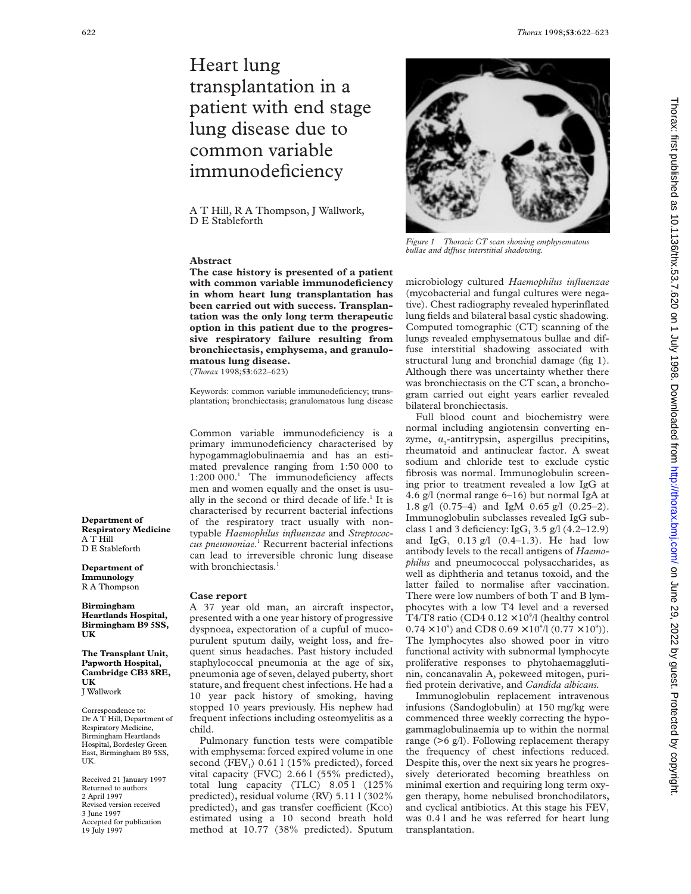# Heart lung transplantation in a patient with end stage lung disease due to common variable immunodeficiency

A T Hill, R A Thompson, J Wallwork, D E Stableforth

**Department of Respiratory Medicine**
A T Hill
D E Stableforth

**Department of Immunology**
R A Thompson

**Birmingham Heartlands Hospital, Birmingham B9 5SS, UK**

**The Transplant Unit, Papworth Hospital, Cambridge CB3 8RE, UK**
J Wallwork

Correspondence to:
Dr A T Hill, Department of Respiratory Medicine, Birmingham Heartlands Hospital, Bordesley Green East, Birmingham B9 5SS, UK.

Received 21 January 1997
Returned to authors 2 April 1997
Revised version received 3 June 1997
Accepted for publication 19 July 1997

## Abstract

**The case history is presented of a patient with common variable immunodeficiency in whom heart lung transplantation has been carried out with success. Transplantation was the only long term therapeutic option in this patient due to the progressive respiratory failure resulting from bronchiectasis, emphysema, and granulomatous lung disease.**
(*Thorax* 1998;**53**:622–623)

Keywords: common variable immunodeficiency; transplantation; bronchiectasis; granulomatous lung disease

Common variable immunodeficiency is a primary immunodeficiency characterised by hypogammaglobulinaemia and has an estimated prevalence ranging from 1:50 000 to 1:200 000.[1] The immunodeficiency affects men and women equally and the onset is usually in the second or third decade of life.[1] It is characterised by recurrent bacterial infections of the respiratory tract usually with non-typable *Haemophilus influenzae* and *Streptococcus pneumoniae*.[1] Recurrent bacterial infections can lead to irreversible chronic lung disease with bronchiectasis.[1]

## Case report

A 37 year old man, an aircraft inspector, presented with a one year history of progressive dyspnoea, expectoration of a cupful of mucopurulent sputum daily, weight loss, and frequent sinus headaches. Past history included staphylococcal pneumonia at the age of six, pneumonia age of seven, delayed puberty, short stature, and frequent chest infections. He had a 10 year pack history of smoking, having stopped 10 years previously. His nephew had frequent infections including osteomyelitis as a child.

Pulmonary function tests were compatible with emphysema: forced expired volume in one second ($FEV_1$) 0.61 l (15% predicted), forced vital capacity (FVC) 2.66 l (55% predicted), total lung capacity (TLC) 8.05 l (125% predicted), residual volume (RV) 5.11 l (302% predicted), and gas transfer coefficient (Kco) estimated using a 10 second breath hold method at 10.77 (38% predicted). Sputum microbiology cultured *Haemophilus influenzae* (mycobacterial and fungal cultures were negative). Chest radiography revealed hyperinflated lung fields and bilateral basal cystic shadowing. Computed tomographic (CT) scanning of the lungs revealed emphysematous bullae and diffuse interstitial shadowing associated with structural lung and bronchial damage (fig 1). Although there was uncertainty whether there was bronchiectasis on the CT scan, a bronchogram carried out eight years earlier revealed bilateral bronchiectasis.

*Figure 1 Thoracic CT scan showing emphysematous bullae and diffuse interstitial shadowing.*

Full blood count and biochemistry were normal including angiotensin converting enzyme, $\alpha_1$-antitrypsin, aspergillus precipitins, rheumatoid and antinuclear factor. A sweat sodium and chloride test to exclude cystic fibrosis was normal. Immunoglobulin screening prior to treatment revealed a low IgG at 4.6 g/l (normal range 6–16) but normal IgA at 1.8 g/l (0.75–4) and IgM 0.65 g/l (0.25–2). Immunoglobulin subclasses revealed IgG subclass 1 and 3 deficiency: $IgG_1$ 3.5 g/l (4.2–12.9) and $IgG_3$ 0.13 g/l (0.4–1.3). He had low antibody levels to the recall antigens of *Haemophilus* and pneumococcal polysaccharides, as well as diphtheria and tetanus toxoid, and the latter failed to normalise after vaccination. There were low numbers of both T and B lymphocytes with a low T4 level and a reversed T4/T8 ratio (CD4 $0.12 \times 10^9$/l (healthy control $0.74 \times 10^9$) and CD8 $0.69 \times 10^9$/l ($0.77 \times 10^9$)). The lymphocytes also showed poor in vitro functional activity with subnormal lymphocyte proliferative responses to phytohaemagglutinin, concanavalin A, pokeweed mitogen, purified protein derivative, and *Candida albicans.*

Immunoglobulin replacement intravenous infusions (Sandoglobulin) at 150 mg/kg were commenced three weekly correcting the hypogammaglobulinaemia up to within the normal range (>6 g/l). Following replacement therapy the frequency of chest infections reduced. Despite this, over the next six years he progressively deteriorated becoming breathless on minimal exertion and requiring long term oxygen therapy, home nebulised bronchodilators, and cyclical antibiotics. At this stage his $FEV_1$ was 0.4 l and he was referred for heart lung transplantation.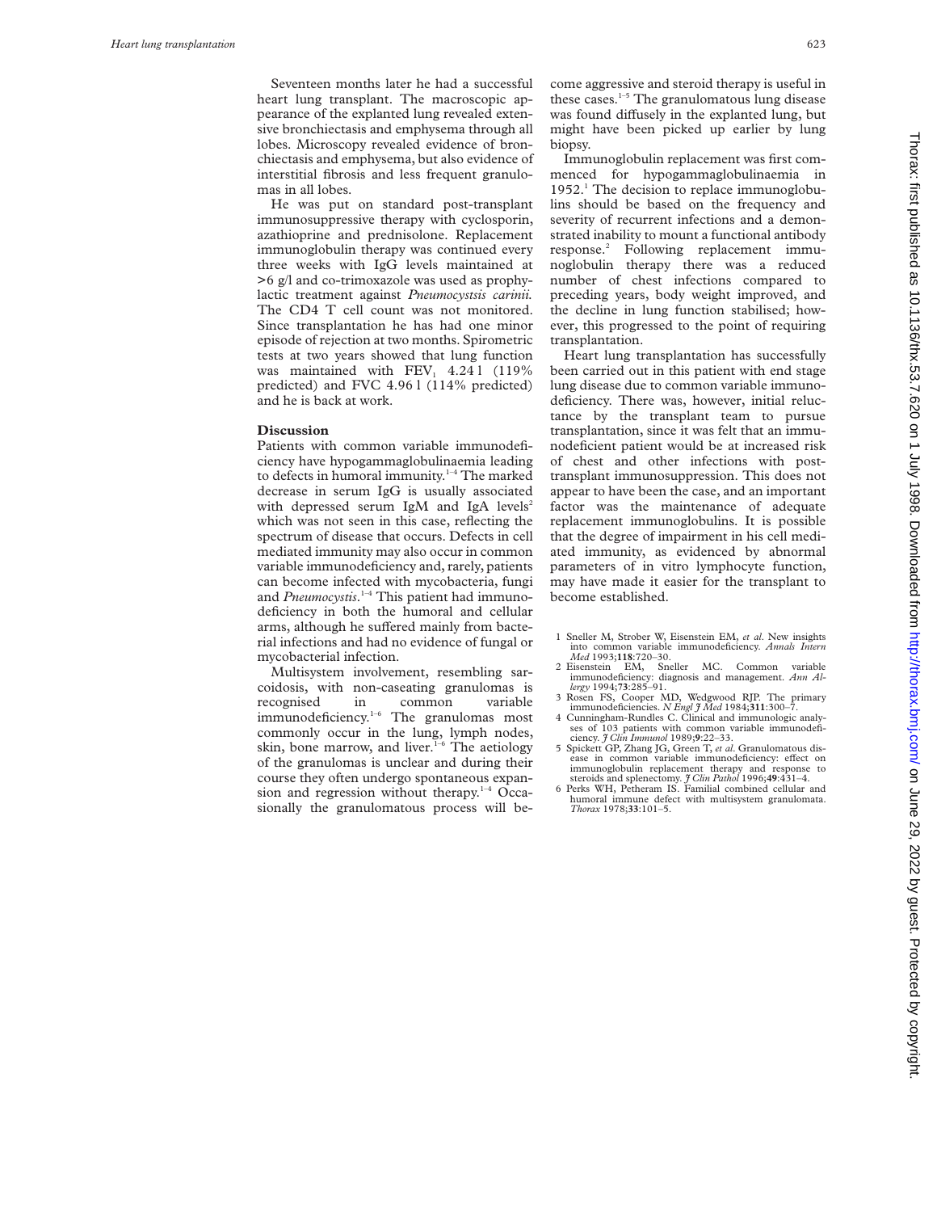Seventeen months later he had a successful heart lung transplant. The macroscopic appearance of the explanted lung revealed extensive bronchiectasis and emphysema through all lobes. Microscopy revealed evidence of bronchiectasis and emphysema, but also evidence of interstitial fibrosis and less frequent granulomas in all lobes.

He was put on standard post-transplant immunosuppressive therapy with cyclosporin, azathioprine and prednisolone. Replacement immunoglobulin therapy was continued every three weeks with IgG levels maintained at >6 g/l and co-trimoxazole was used as prophylactic treatment against *Pneumocystsis carinii.* The CD4 T cell count was not monitored. Since transplantation he has had one minor episode of rejection at two months. Spirometric tests at two years showed that lung function was maintained with $FEV_1$ 4.24 l (119% predicted) and FVC 4.96 l (114% predicted) and he is back at work.

## Discussion

Patients with common variable immunodeficiency have hypogammaglobulinaemia leading to defects in humoral immunity.[1–4] The marked decrease in serum IgG is usually associated with depressed serum IgM and IgA levels[2] which was not seen in this case, reflecting the spectrum of disease that occurs. Defects in cell mediated immunity may also occur in common variable immunodeficiency and, rarely, patients can become infected with mycobacteria, fungi and *Pneumocystis*.[1–4] This patient had immunodeficiency in both the humoral and cellular arms, although he suffered mainly from bacterial infections and had no evidence of fungal or mycobacterial infection.

Multisystem involvement, resembling sarcoidosis, with non-caseating granulomas is recognised in common variable immunodeficiency.[1–6] The granulomas most commonly occur in the lung, lymph nodes, skin, bone marrow, and liver.[1–6] The aetiology of the granulomas is unclear and during their course they often undergo spontaneous expansion and regression without therapy.[1–4] Occasionally the granulomatous process will become aggressive and steroid therapy is useful in these cases.[1–5] The granulomatous lung disease was found diffusely in the explanted lung, but might have been picked up earlier by lung biopsy.

Immunoglobulin replacement was first commenced for hypogammaglobulinaemia in 1952.[1] The decision to replace immunoglobulins should be based on the frequency and severity of recurrent infections and a demonstrated inability to mount a functional antibody response.[2] Following replacement immunoglobulin therapy there was a reduced number of chest infections compared to preceding years, body weight improved, and the decline in lung function stabilised; however, this progressed to the point of requiring transplantation.

Heart lung transplantation has successfully been carried out in this patient with end stage lung disease due to common variable immunodeficiency. There was, however, initial reluctance by the transplant team to pursue transplantation, since it was felt that an immunodeficient patient would be at increased risk of chest and other infections with post-transplant immunosuppression. This does not appear to have been the case, and an important factor was the maintenance of adequate replacement immunoglobulins. It is possible that the degree of impairment in his cell mediated immunity, as evidenced by abnormal parameters of in vitro lymphocyte function, may have made it easier for the transplant to become established.

1 Sneller M, Strober W, Eisenstein EM, *et al*. New insights into common variable immunodeficiency. *Annals Intern Med* 1993;**118**:720–30.
2 Eisenstein EM, Sneller MC. Common variable immunodeficiency: diagnosis and management. *Ann Allergy* 1994;**73**:285–91.
3 Rosen FS, Cooper MD, Wedgwood RJP. The primary immunodeficiencies. *N Engl J Med* 1984;**311**:300–7.
4 Cunningham-Rundles C. Clinical and immunologic analyses of 103 patients with common variable immunodeficiency. *J Clin Immunol* 1989;**9**:22–33.
5 Spickett GP, Zhang JG, Green T, *et al*. Granulomatous disease in common variable immunodeficiency: effect on immunoglobulin replacement therapy and response to steroids and splenectomy. *J Clin Pathol* 1996;**49**:431–4.
6 Perks WH, Petheram IS. Familial combined cellular and humoral immune defect with multisystem granulomata. *Thorax* 1978;**33**:101–5.